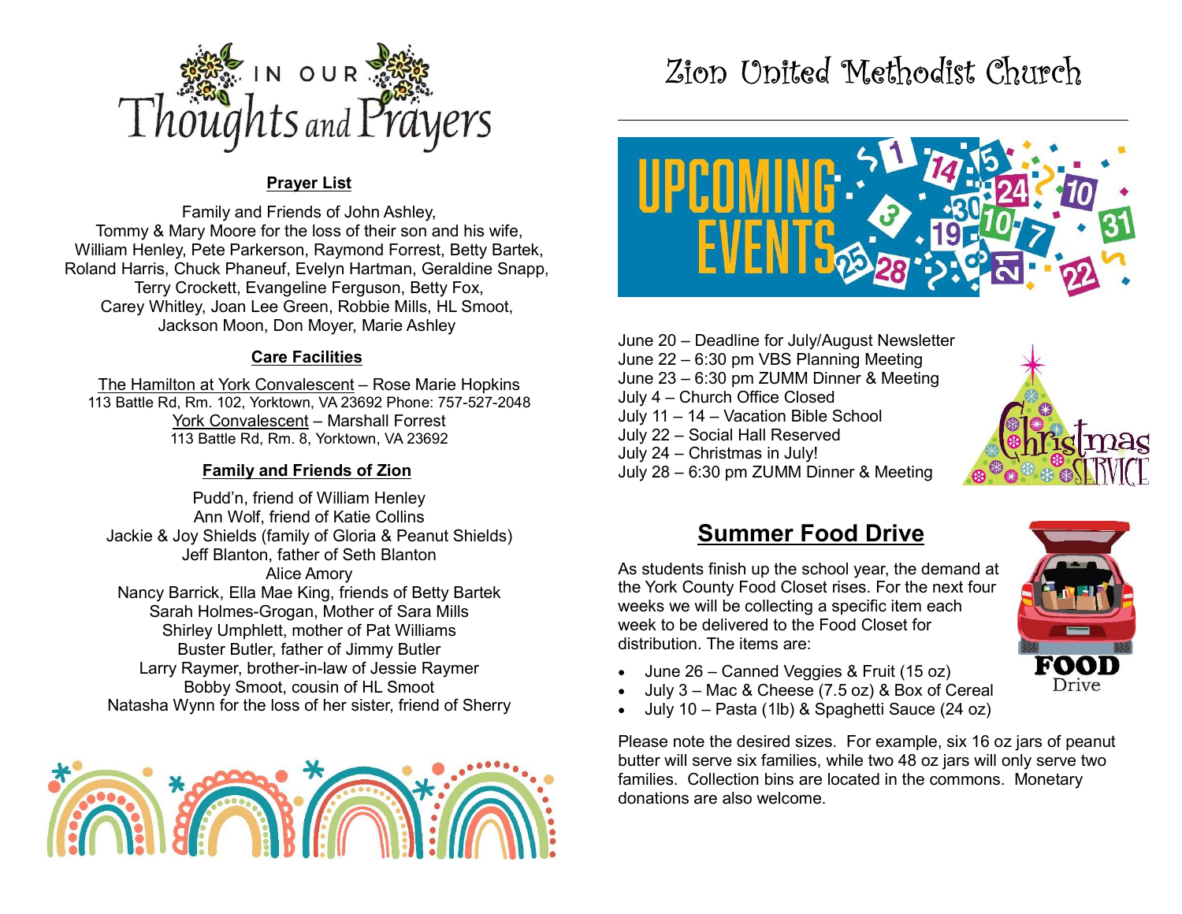# In Our Thoughts and Prayers

**Prayer List**

Family and Friends of John Ashley,
Tommy & Mary Moore for the loss of their son and his wife,
William Henley, Pete Parkerson, Raymond Forrest, Betty Bartek,
Roland Harris, Chuck Phaneuf, Evelyn Hartman, Geraldine Snapp,
Terry Crockett, Evangeline Ferguson, Betty Fox,
Carey Whitley, Joan Lee Green, Robbie Mills, HL Smoot,
Jackson Moon, Don Moyer, Marie Ashley

**Care Facilities**

The Hamilton at York Convalescent – Rose Marie Hopkins
113 Battle Rd, Rm. 102, Yorktown, VA 23692 Phone: 757-527-2048
York Convalescent – Marshall Forrest
113 Battle Rd, Rm. 8, Yorktown, VA 23692

**Family and Friends of Zion**

Pudd'n, friend of William Henley
Ann Wolf, friend of Katie Collins
Jackie & Joy Shields (family of Gloria & Peanut Shields)
Jeff Blanton, father of Seth Blanton
Alice Amory
Nancy Barrick, Ella Mae King, friends of Betty Bartek
Sarah Holmes-Grogan, Mother of Sara Mills
Shirley Umphlett, mother of Pat Williams
Buster Butler, father of Jimmy Butler
Larry Raymer, brother-in-law of Jessie Raymer
Bobby Smoot, cousin of HL Smoot
Natasha Wynn for the loss of her sister, friend of Sherry

# Zion United Methodist Church

## Upcoming Events

June 20 – Deadline for July/August Newsletter
June 22 – 6:30 pm VBS Planning Meeting
June 23 – 6:30 pm ZUMM Dinner & Meeting
July 4 – Church Office Closed
July 11 – 14 – Vacation Bible School
July 22 – Social Hall Reserved
July 24 – Christmas in July!
July 28 – 6:30 pm ZUMM Dinner & Meeting

## Summer Food Drive

As students finish up the school year, the demand at the York County Food Closet rises. For the next four weeks we will be collecting a specific item each week to be delivered to the Food Closet for distribution. The items are:

- June 26 – Canned Veggies & Fruit (15 oz)
- July 3 – Mac & Cheese (7.5 oz) & Box of Cereal
- July 10 – Pasta (1lb) & Spaghetti Sauce (24 oz)

Please note the desired sizes. For example, six 16 oz jars of peanut butter will serve six families, while two 48 oz jars will only serve two families. Collection bins are located in the commons. Monetary donations are also welcome.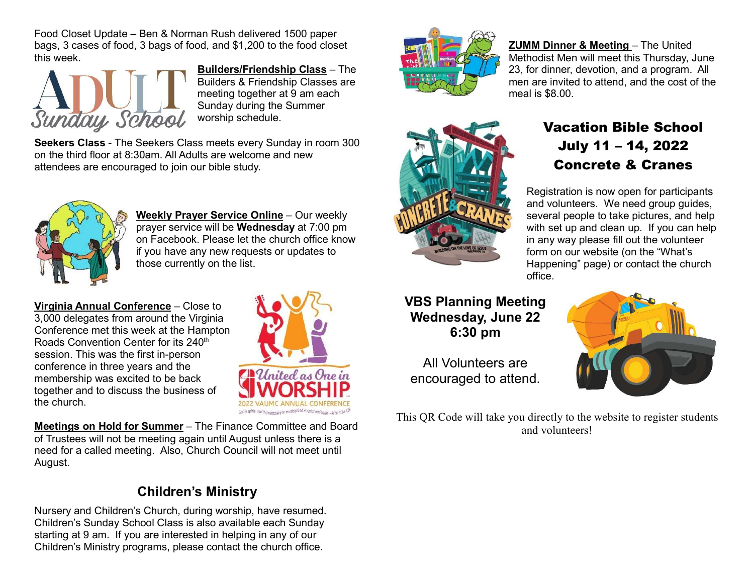Food Closet Update – Ben & Norman Rush delivered 1500 paper bags, 3 cases of food, 3 bags of food, and $1,200 to the food closet this week.

**Builders/Friendship Class** – The Builders & Friendship Classes are meeting together at 9 am each Sunday during the Summer worship schedule.

**Seekers Class** - The Seekers Class meets every Sunday in room 300 on the third floor at 8:30am. All Adults are welcome and new attendees are encouraged to join our bible study.

**Weekly Prayer Service Online** – Our weekly prayer service will be **Wednesday** at 7:00 pm on Facebook. Please let the church office know if you have any new requests or updates to those currently on the list.

**Virginia Annual Conference** – Close to 3,000 delegates from around the Virginia Conference met this week at the Hampton Roads Convention Center for its 240th session. This was the first in-person conference in three years and the membership was excited to be back together and to discuss the business of the church.

**Meetings on Hold for Summer** – The Finance Committee and Board of Trustees will not be meeting again until August unless there is a need for a called meeting. Also, Church Council will not meet until August.

## Children's Ministry

Nursery and Children's Church, during worship, have resumed. Children's Sunday School Class is also available each Sunday starting at 9 am. If you are interested in helping in any of our Children's Ministry programs, please contact the church office.

**ZUMM Dinner & Meeting** – The United Methodist Men will meet this Thursday, June 23, for dinner, devotion, and a program. All men are invited to attend, and the cost of the meal is $8.00.

## Vacation Bible School
## July 11 – 14, 2022
## Concrete & Cranes

Registration is now open for participants and volunteers. We need group guides, several people to take pictures, and help with set up and clean up. If you can help in any way please fill out the volunteer form on our website (on the "What's Happening" page) or contact the church office.

**VBS Planning Meeting**
**Wednesday, June 22**
**6:30 pm**

All Volunteers are encouraged to attend.

This QR Code will take you directly to the website to register students and volunteers!